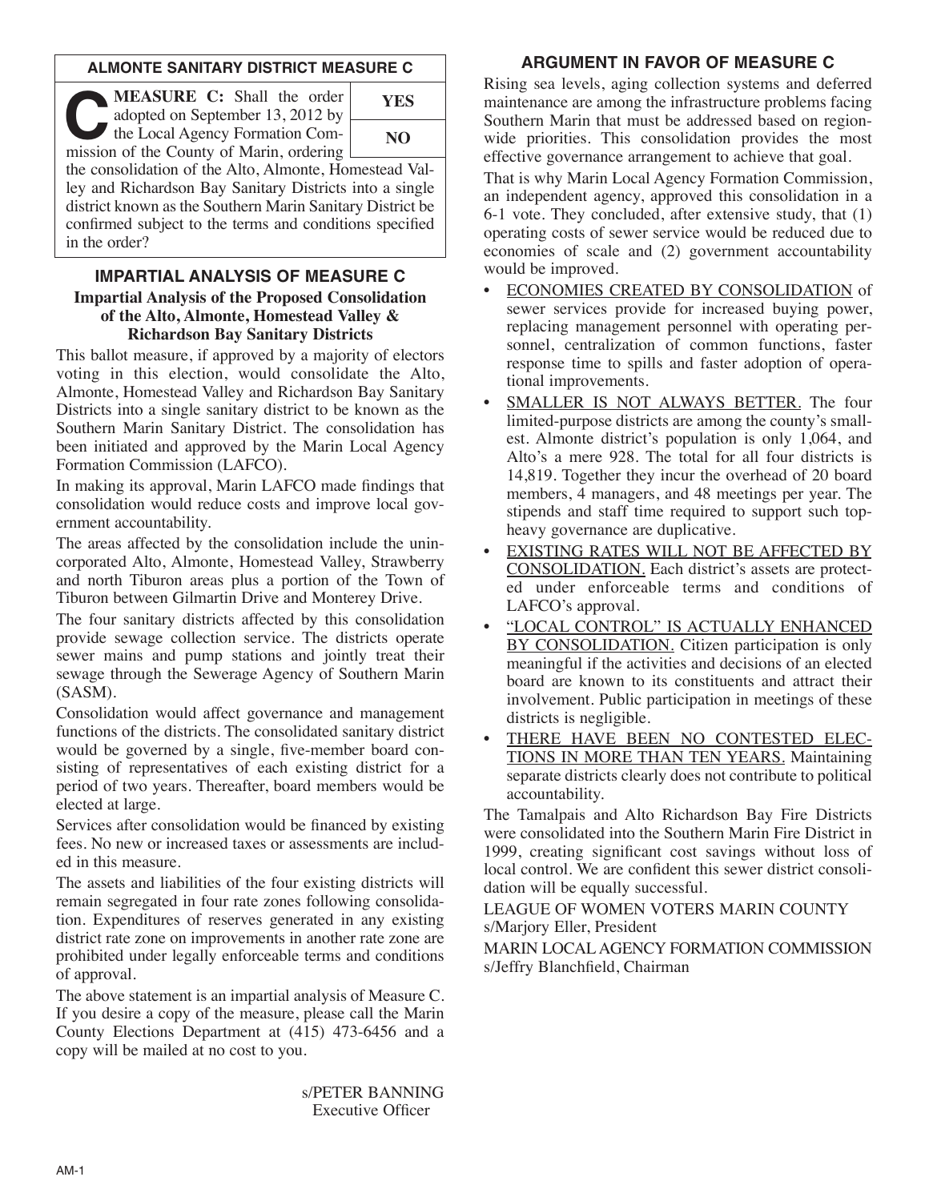## ALMONTE SANITARY DISTRICT MEASURE C

| MEASURE C: Shall the order adopted on September 13, 2012 by the Local Agency Formation Commission of the County of Marin, ordering the consolidation of the Alto, Almonte, Homestead Valley and Richardson Bay Sanitary Districts into a single district known as the Southern Marin Sanitary District be confirmed subject to the terms and conditions specified in the order? | YES |
|---|---|
| | NO |

## IMPARTIAL ANALYSIS OF MEASURE C

**Impartial Analysis of the Proposed Consolidation of the Alto, Almonte, Homestead Valley & Richardson Bay Sanitary Districts**

This ballot measure, if approved by a majority of electors voting in this election, would consolidate the Alto, Almonte, Homestead Valley and Richardson Bay Sanitary Districts into a single sanitary district to be known as the Southern Marin Sanitary District. The consolidation has been initiated and approved by the Marin Local Agency Formation Commission (LAFCO).

In making its approval, Marin LAFCO made findings that consolidation would reduce costs and improve local government accountability.

The areas affected by the consolidation include the unincorporated Alto, Almonte, Homestead Valley, Strawberry and north Tiburon areas plus a portion of the Town of Tiburon between Gilmartin Drive and Monterey Drive.

The four sanitary districts affected by this consolidation provide sewage collection service. The districts operate sewer mains and pump stations and jointly treat their sewage through the Sewerage Agency of Southern Marin (SASM).

Consolidation would affect governance and management functions of the districts. The consolidated sanitary district would be governed by a single, five-member board consisting of representatives of each existing district for a period of two years. Thereafter, board members would be elected at large.

Services after consolidation would be financed by existing fees. No new or increased taxes or assessments are included in this measure.

The assets and liabilities of the four existing districts will remain segregated in four rate zones following consolidation. Expenditures of reserves generated in any existing district rate zone on improvements in another rate zone are prohibited under legally enforceable terms and conditions of approval.

The above statement is an impartial analysis of Measure C. If you desire a copy of the measure, please call the Marin County Elections Department at (415) 473-6456 and a copy will be mailed at no cost to you.

s/PETER BANNING
Executive Officer

## ARGUMENT IN FAVOR OF MEASURE C

Rising sea levels, aging collection systems and deferred maintenance are among the infrastructure problems facing Southern Marin that must be addressed based on region-wide priorities. This consolidation provides the most effective governance arrangement to achieve that goal.

That is why Marin Local Agency Formation Commission, an independent agency, approved this consolidation in a 6-1 vote. They concluded, after extensive study, that (1) operating costs of sewer service would be reduced due to economies of scale and (2) government accountability would be improved.

- ECONOMIES CREATED BY CONSOLIDATION of sewer services provide for increased buying power, replacing management personnel with operating personnel, centralization of common functions, faster response time to spills and faster adoption of operational improvements.
- SMALLER IS NOT ALWAYS BETTER. The four limited-purpose districts are among the county's smallest. Almonte district's population is only 1,064, and Alto's a mere 928. The total for all four districts is 14,819. Together they incur the overhead of 20 board members, 4 managers, and 48 meetings per year. The stipends and staff time required to support such top-heavy governance are duplicative.
- EXISTING RATES WILL NOT BE AFFECTED BY CONSOLIDATION. Each district's assets are protected under enforceable terms and conditions of LAFCO's approval.
- "LOCAL CONTROL" IS ACTUALLY ENHANCED BY CONSOLIDATION. Citizen participation is only meaningful if the activities and decisions of an elected board are known to its constituents and attract their involvement. Public participation in meetings of these districts is negligible.
- THERE HAVE BEEN NO CONTESTED ELECTIONS IN MORE THAN TEN YEARS. Maintaining separate districts clearly does not contribute to political accountability.

The Tamalpais and Alto Richardson Bay Fire Districts were consolidated into the Southern Marin Fire District in 1999, creating significant cost savings without loss of local control. We are confident this sewer district consolidation will be equally successful.

LEAGUE OF WOMEN VOTERS MARIN COUNTY
s/Marjory Eller, President

MARIN LOCAL AGENCY FORMATION COMMISSION
s/Jeffry Blanchfield, Chairman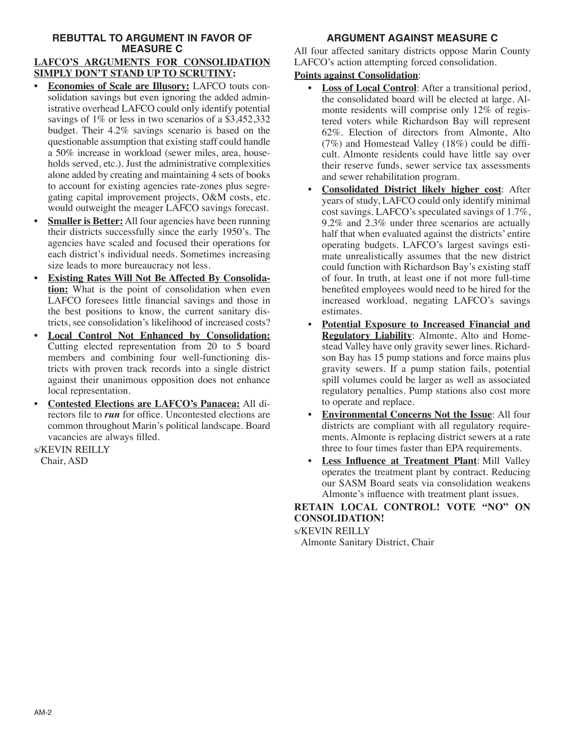## REBUTTAL TO ARGUMENT IN FAVOR OF MEASURE C

**LAFCO'S ARGUMENTS FOR CONSOLIDATION SIMPLY DON'T STAND UP TO SCRUTINY:**

- **Economies of Scale are Illusory:** LAFCO touts consolidation savings but even ignoring the added administrative overhead LAFCO could only identify potential savings of 1% or less in two scenarios of a $3,452,332 budget. Their 4.2% savings scenario is based on the questionable assumption that existing staff could handle a 50% increase in workload (sewer miles, area, households served, etc.). Just the administrative complexities alone added by creating and maintaining 4 sets of books to account for existing agencies rate-zones plus segregating capital improvement projects, O&M costs, etc. would outweight the meager LAFCO savings forecast.
- **Smaller is Better:** All four agencies have been running their districts successfully since the early 1950's. The agencies have scaled and focused their operations for each district's individual needs. Sometimes increasing size leads to more bureaucracy not less.
- **Existing Rates Will Not Be Affected By Consolidation:** What is the point of consolidation when even LAFCO foresees little financial savings and those in the best positions to know, the current sanitary districts, see consolidation's likelihood of increased costs?
- **Local Control Not Enhanced by Consolidation:** Cutting elected representation from 20 to 5 board members and combining four well-functioning districts with proven track records into a single district against their unanimous opposition does not enhance local representation.
- **Contested Elections are LAFCO's Panacea:** All directors file to ***run*** for office. Uncontested elections are common throughout Marin's political landscape. Board vacancies are always filled.

s/KEVIN REILLY
Chair, ASD

## ARGUMENT AGAINST MEASURE C

All four affected sanitary districts oppose Marin County LAFCO's action attempting forced consolidation.

**Points against Consolidation**:

- **Loss of Local Control**: After a transitional period, the consolidated board will be elected at large. Almonte residents will comprise only 12% of registered voters while Richardson Bay will represent 62%. Election of directors from Almonte, Alto (7%) and Homestead Valley (18%) could be difficult. Almonte residents could have little say over their reserve funds, sewer service tax assessments and sewer rehabilitation program.
- **Consolidated District likely higher cost**: After years of study, LAFCO could only identify minimal cost savings. LAFCO's speculated savings of 1.7%, 9.2% and 2.3% under three scenarios are actually half that when evaluated against the districts' entire operating budgets. LAFCO's largest savings estimate unrealistically assumes that the new district could function with Richardson Bay's existing staff of four. In truth, at least one if not more full-time benefited employees would need to be hired for the increased workload, negating LAFCO's savings estimates.
- **Potential Exposure to Increased Financial and Regulatory Liability**: Almonte, Alto and Homestead Valley have only gravity sewer lines. Richardson Bay has 15 pump stations and force mains plus gravity sewers. If a pump station fails, potential spill volumes could be larger as well as associated regulatory penalties. Pump stations also cost more to operate and replace.
- **Environmental Concerns Not the Issue**: All four districts are compliant with all regulatory requirements. Almonte is replacing district sewers at a rate three to four times faster than EPA requirements.
- **Less Influence at Treatment Plant**: Mill Valley operates the treatment plant by contract. Reducing our SASM Board seats via consolidation weakens Almonte's influence with treatment plant issues.

**RETAIN LOCAL CONTROL! VOTE "NO" ON CONSOLIDATION!**

s/KEVIN REILLY
Almonte Sanitary District, Chair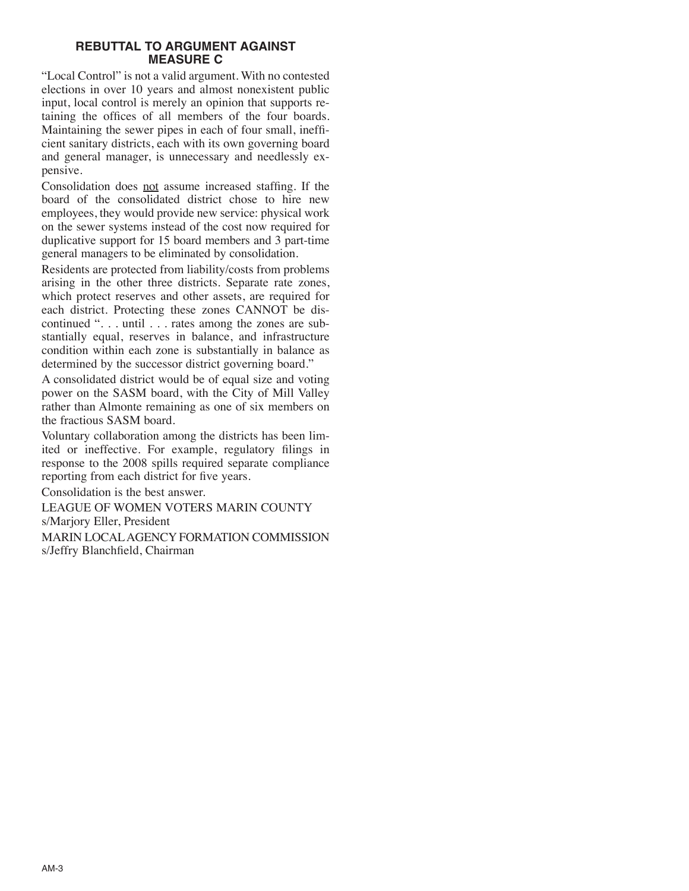## REBUTTAL TO ARGUMENT AGAINST MEASURE C

"Local Control" is not a valid argument. With no contested elections in over 10 years and almost nonexistent public input, local control is merely an opinion that supports retaining the offices of all members of the four boards. Maintaining the sewer pipes in each of four small, inefficient sanitary districts, each with its own governing board and general manager, is unnecessary and needlessly expensive.

Consolidation does <u>not</u> assume increased staffing. If the board of the consolidated district chose to hire new employees, they would provide new service: physical work on the sewer systems instead of the cost now required for duplicative support for 15 board members and 3 part-time general managers to be eliminated by consolidation.

Residents are protected from liability/costs from problems arising in the other three districts. Separate rate zones, which protect reserves and other assets, are required for each district. Protecting these zones CANNOT be discontinued ". . . until . . . rates among the zones are substantially equal, reserves in balance, and infrastructure condition within each zone is substantially in balance as determined by the successor district governing board."

A consolidated district would be of equal size and voting power on the SASM board, with the City of Mill Valley rather than Almonte remaining as one of six members on the fractious SASM board.

Voluntary collaboration among the districts has been limited or ineffective. For example, regulatory filings in response to the 2008 spills required separate compliance reporting from each district for five years.

Consolidation is the best answer.

LEAGUE OF WOMEN VOTERS MARIN COUNTY
s/Marjory Eller, President

MARIN LOCAL AGENCY FORMATION COMMISSION
s/Jeffry Blanchfield, Chairman